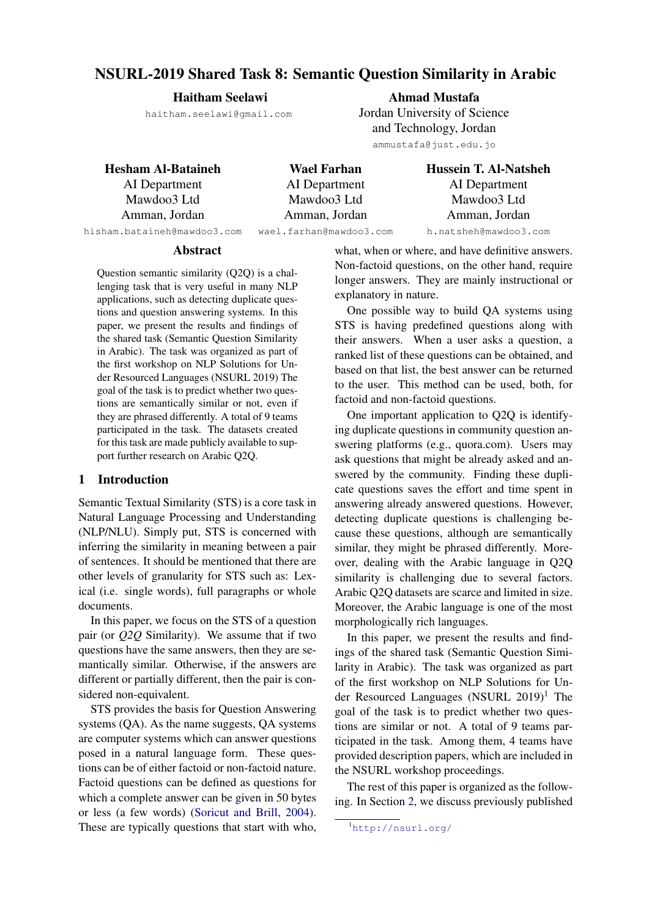# NSURL-2019 Shared Task 8: Semantic Question Similarity in Arabic

**Haitham Seelawi**
haitham.seelawi@gmail.com

**Ahmad Mustafa**
Jordan University of Science and Technology, Jordan
ammustafa@just.edu.jo

**Hesham Al-Bataineh**
AI Department
Mawdoo3 Ltd
Amman, Jordan
hisham.bataineh@mawdoo3.com

**Wael Farhan**
AI Department
Mawdoo3 Ltd
Amman, Jordan
wael.farhan@mawdoo3.com

**Hussein T. Al-Natsheh**
AI Department
Mawdoo3 Ltd
Amman, Jordan
h.natsheh@mawdoo3.com

## Abstract

Question semantic similarity (Q2Q) is a challenging task that is very useful in many NLP applications, such as detecting duplicate questions and question answering systems. In this paper, we present the results and findings of the shared task (Semantic Question Similarity in Arabic). The task was organized as part of the first workshop on NLP Solutions for Under Resourced Languages (NSURL 2019) The goal of the task is to predict whether two questions are semantically similar or not, even if they are phrased differently. A total of 9 teams participated in the task. The datasets created for this task are made publicly available to support further research on Arabic Q2Q.

## 1 Introduction

Semantic Textual Similarity (STS) is a core task in Natural Language Processing and Understanding (NLP/NLU). Simply put, STS is concerned with inferring the similarity in meaning between a pair of sentences. It should be mentioned that there are other levels of granularity for STS such as: Lexical (i.e. single words), full paragraphs or whole documents.

In this paper, we focus on the STS of a question pair (or *Q2Q* Similarity). We assume that if two questions have the same answers, then they are semantically similar. Otherwise, if the answers are different or partially different, then the pair is considered non-equivalent.

STS provides the basis for Question Answering systems (QA). As the name suggests, QA systems are computer systems which can answer questions posed in a natural language form. These questions can be of either factoid or non-factoid nature. Factoid questions can be defined as questions for which a complete answer can be given in 50 bytes or less (a few words) (Soricut and Brill, 2004). These are typically questions that start with who, what, when or where, and have definitive answers. Non-factoid questions, on the other hand, require longer answers. They are mainly instructional or explanatory in nature.

One possible way to build QA systems using STS is having predefined questions along with their answers. When a user asks a question, a ranked list of these questions can be obtained, and based on that list, the best answer can be returned to the user. This method can be used, both, for factoid and non-factoid questions.

One important application to Q2Q is identifying duplicate questions in community question answering platforms (e.g., quora.com). Users may ask questions that might be already asked and answered by the community. Finding these duplicate questions saves the effort and time spent in answering already answered questions. However, detecting duplicate questions is challenging because these questions, although are semantically similar, they might be phrased differently. Moreover, dealing with the Arabic language in Q2Q similarity is challenging due to several factors. Arabic Q2Q datasets are scarce and limited in size. Moreover, the Arabic language is one of the most morphologically rich languages.

In this paper, we present the results and findings of the shared task (Semantic Question Similarity in Arabic). The task was organized as part of the first workshop on NLP Solutions for Under Resourced Languages (NSURL 2019)[1] The goal of the task is to predict whether two questions are similar or not. A total of 9 teams participated in the task. Among them, 4 teams have provided description papers, which are included in the NSURL workshop proceedings.

The rest of this paper is organized as the following. In Section 2, we discuss previously published

[1] http://nsurl.org/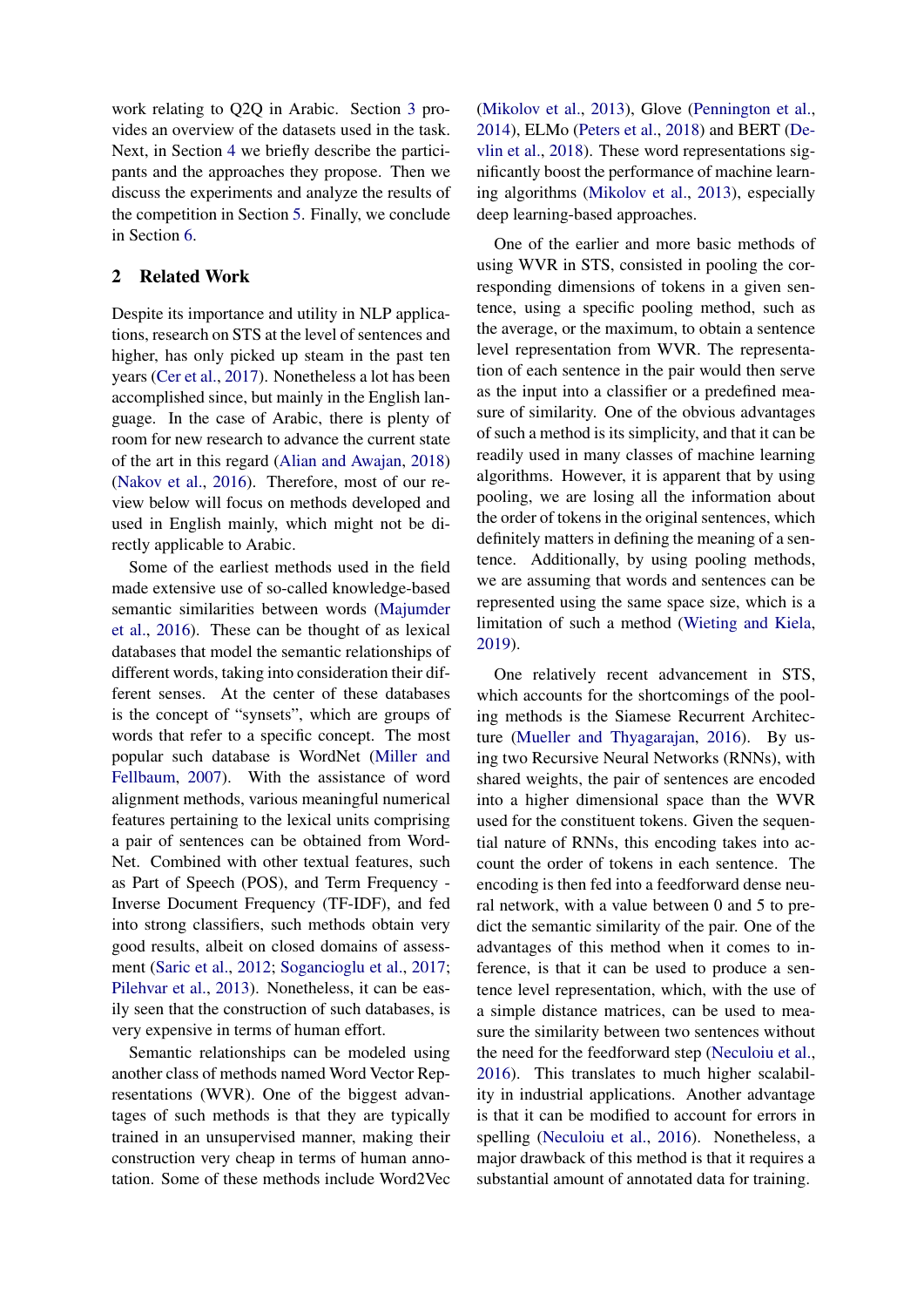work relating to Q2Q in Arabic. Section 3 provides an overview of the datasets used in the task. Next, in Section 4 we briefly describe the participants and the approaches they propose. Then we discuss the experiments and analyze the results of the competition in Section 5. Finally, we conclude in Section 6.

## 2 Related Work

Despite its importance and utility in NLP applications, research on STS at the level of sentences and higher, has only picked up steam in the past ten years (Cer et al., 2017). Nonetheless a lot has been accomplished since, but mainly in the English language. In the case of Arabic, there is plenty of room for new research to advance the current state of the art in this regard (Alian and Awajan, 2018) (Nakov et al., 2016). Therefore, most of our review below will focus on methods developed and used in English mainly, which might not be directly applicable to Arabic.

Some of the earliest methods used in the field made extensive use of so-called knowledge-based semantic similarities between words (Majumder et al., 2016). These can be thought of as lexical databases that model the semantic relationships of different words, taking into consideration their different senses. At the center of these databases is the concept of "synsets", which are groups of words that refer to a specific concept. The most popular such database is WordNet (Miller and Fellbaum, 2007). With the assistance of word alignment methods, various meaningful numerical features pertaining to the lexical units comprising a pair of sentences can be obtained from WordNet. Combined with other textual features, such as Part of Speech (POS), and Term Frequency - Inverse Document Frequency (TF-IDF), and fed into strong classifiers, such methods obtain very good results, albeit on closed domains of assessment (Saric et al., 2012; Sogancioglu et al., 2017; Pilehvar et al., 2013). Nonetheless, it can be easily seen that the construction of such databases, is very expensive in terms of human effort.

Semantic relationships can be modeled using another class of methods named Word Vector Representations (WVR). One of the biggest advantages of such methods is that they are typically trained in an unsupervised manner, making their construction very cheap in terms of human annotation. Some of these methods include Word2Vec (Mikolov et al., 2013), Glove (Pennington et al., 2014), ELMo (Peters et al., 2018) and BERT (Devlin et al., 2018). These word representations significantly boost the performance of machine learning algorithms (Mikolov et al., 2013), especially deep learning-based approaches.

One of the earlier and more basic methods of using WVR in STS, consisted in pooling the corresponding dimensions of tokens in a given sentence, using a specific pooling method, such as the average, or the maximum, to obtain a sentence level representation from WVR. The representation of each sentence in the pair would then serve as the input into a classifier or a predefined measure of similarity. One of the obvious advantages of such a method is its simplicity, and that it can be readily used in many classes of machine learning algorithms. However, it is apparent that by using pooling, we are losing all the information about the order of tokens in the original sentences, which definitely matters in defining the meaning of a sentence. Additionally, by using pooling methods, we are assuming that words and sentences can be represented using the same space size, which is a limitation of such a method (Wieting and Kiela, 2019).

One relatively recent advancement in STS, which accounts for the shortcomings of the pooling methods is the Siamese Recurrent Architecture (Mueller and Thyagarajan, 2016). By using two Recursive Neural Networks (RNNs), with shared weights, the pair of sentences are encoded into a higher dimensional space than the WVR used for the constituent tokens. Given the sequential nature of RNNs, this encoding takes into account the order of tokens in each sentence. The encoding is then fed into a feedforward dense neural network, with a value between 0 and 5 to predict the semantic similarity of the pair. One of the advantages of this method when it comes to inference, is that it can be used to produce a sentence level representation, which, with the use of a simple distance matrices, can be used to measure the similarity between two sentences without the need for the feedforward step (Neculoiu et al., 2016). This translates to much higher scalability in industrial applications. Another advantage is that it can be modified to account for errors in spelling (Neculoiu et al., 2016). Nonetheless, a major drawback of this method is that it requires a substantial amount of annotated data for training.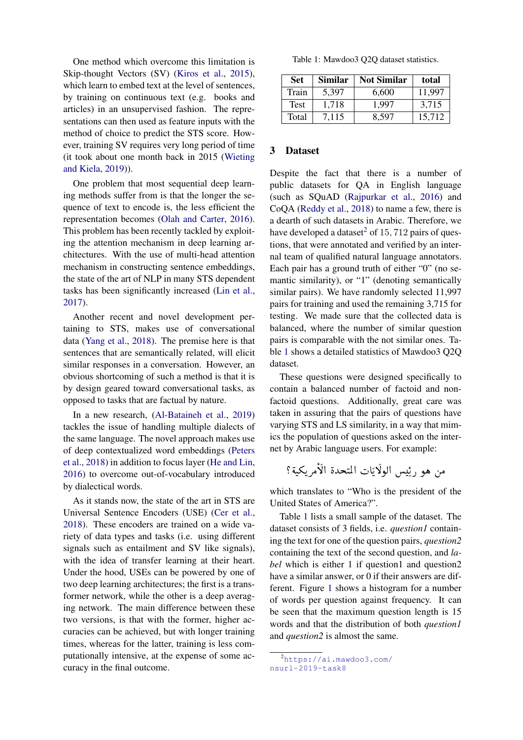One method which overcome this limitation is Skip-thought Vectors (SV) (Kiros et al., 2015), which learn to embed text at the level of sentences, by training on continuous text (e.g. books and articles) in an unsupervised fashion. The representations can then used as feature inputs with the method of choice to predict the STS score. However, training SV requires very long period of time (it took about one month back in 2015 (Wieting and Kiela, 2019)).

One problem that most sequential deep learning methods suffer from is that the longer the sequence of text to encode is, the less efficient the representation becomes (Olah and Carter, 2016). This problem has been recently tackled by exploiting the attention mechanism in deep learning architectures. With the use of multi-head attention mechanism in constructing sentence embeddings, the state of the art of NLP in many STS dependent tasks has been significantly increased (Lin et al., 2017).

Another recent and novel development pertaining to STS, makes use of conversational data (Yang et al., 2018). The premise here is that sentences that are semantically related, will elicit similar responses in a conversation. However, an obvious shortcoming of such a method is that it is by design geared toward conversational tasks, as opposed to tasks that are factual by nature.

In a new research, (Al-Bataineh et al., 2019) tackles the issue of handling multiple dialects of the same language. The novel approach makes use of deep contextualized word embeddings (Peters et al., 2018) in addition to focus layer (He and Lin, 2016) to overcome out-of-vocabulary introduced by dialectical words.

As it stands now, the state of the art in STS are Universal Sentence Encoders (USE) (Cer et al., 2018). These encoders are trained on a wide variety of data types and tasks (i.e. using different signals such as entailment and SV like signals), with the idea of transfer learning at their heart. Under the hood, USEs can be powered by one of two deep learning architectures; the first is a transformer network, while the other is a deep averaging network. The main difference between these two versions, is that with the former, higher accuracies can be achieved, but with longer training times, whereas for the latter, training is less computationally intensive, at the expense of some accuracy in the final outcome.

Table 1: Mawdoo3 Q2Q dataset statistics.

| Set | Similar | Not Similar | total |
|---|---|---|---|
| Train | 5,397 | 6,600 | 11,997 |
| Test | 1,718 | 1,997 | 3,715 |
| Total | 7,115 | 8,597 | 15,712 |

## 3 Dataset

Despite the fact that there is a number of public datasets for QA in English language (such as SQuAD (Rajpurkar et al., 2016) and CoQA (Reddy et al., 2018) to name a few, there is a dearth of such datasets in Arabic. Therefore, we have developed a dataset[2] of $15,712$ pairs of questions, that were annotated and verified by an internal team of qualified natural language annotators. Each pair has a ground truth of either "0" (no semantic similarity), or "1" (denoting semantically similar pairs). We have randomly selected 11,997 pairs for training and used the remaining 3,715 for testing. We made sure that the collected data is balanced, where the number of similar question pairs is comparable with the not similar ones. Table 1 shows a detailed statistics of Mawdoo3 Q2Q dataset.

These questions were designed specifically to contain a balanced number of factoid and non-factoid questions. Additionally, great care was taken in assuring that the pairs of questions have varying STS and LS similarity, in a way that mimics the population of questions asked on the internet by Arabic language users. For example:

من هو رئِيس الولَايَات المتحدة الأَمريكية؟

which translates to "Who is the president of the United States of America?".

Table 1 lists a small sample of the dataset. The dataset consists of 3 fields, i.e. *question1* containing the text for one of the question pairs, *question2* containing the text of the second question, and *label* which is either 1 if question1 and question2 have a similar answer, or 0 if their answers are different. Figure 1 shows a histogram for a number of words per question against frequency. It can be seen that the maximum question length is 15 words and that the distribution of both *question1* and *question2* is almost the same.

[2] https://ai.mawdoo3.com/nsurl-2019-task8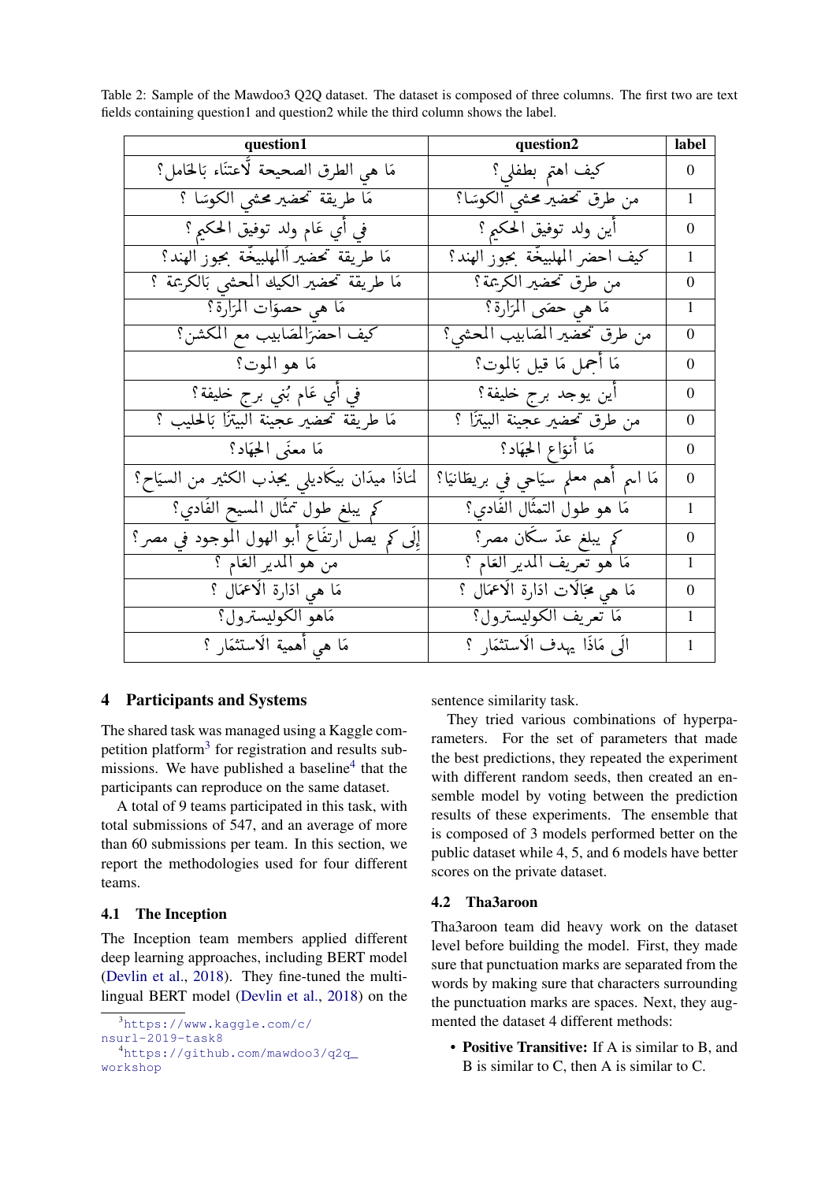Table 2: Sample of the Mawdoo3 Q2Q dataset. The dataset is composed of three columns. The first two are text fields containing question1 and question2 while the third column shows the label.

| question1 | question2 | label |
|---|---|---|
| مَا هي الطرق الصحيحة لّاعتنَاء بَالحَامل؟ | كيف اهتم بطفلي؟ | 0 |
| مَا طريقة تحضير محشي الكوسَا ؟ | من طرق تحضير محشي الكوسَا؟ | 1 |
| في أي عَام ولد توفيق الحكيم ؟ | أين ولد توفيق الحكيم ؟ | 0 |
| مَا طريقة تحضير االمهلبيّة بجوز الهند؟ | كيف احضر المهلبيّة بجوز الهند؟ | 1 |
| مَا طريقة تحضير الكيك المحشي بَالكريمة ؟ | من طرق تحضير الكريمة؟ | 0 |
| مَا هي حصوَات المَرَارة؟ | مَا هي حصَى المَرَارة؟ | 1 |
| كيف احضرالمَعَابيب مع المكشن؟ | من طرق تحضير المَعَابيب المحشي؟ | 0 |
| مَا هو الموت؟ | مَا أجمل مَا قيل بَالموت؟ | 0 |
| في أي عَام بُني برج خليفة؟ | أين يوجد برج خليفة؟ | 0 |
| مَا طريقة تحضير عجينة البيتزَا بَالحليب ؟ | من طرق تحضير عجينة البيتزَا ؟ | 0 |
| مَا معنَى الجهَاد؟ | مَا أنوَاع الجهَاد؟ | 0 |
| لمَاذَا ميدَان بيكَاديلي يجذب الكثير من السيَاح؟ | مَا اسم أهم معلم سيَاحي في بريطَانيَا؟ | 0 |
| كم يبلغ طول تمثَال المسيح الفَادي؟ | مَا هو طول التمثَال الفَادي؟ | 1 |
| إلَى كم يصل ارتفَاع أبو الهول الموجود في مصر؟ | كم يبلغ عدّ سكَان مصر؟ | 0 |
| من هو المدير العَام ؟ | مَا هو تعريف المدير العَام ؟ | 1 |
| مَا هي ادَارة الَاعمَال ؟ | مَا هي مجَالَات ادَارة الَاعمَال ؟ | 0 |
| مَاهو الكوليسترول؟ | مَا تعريف الكوليسترول؟ | 1 |
| مَا هي أهمية الَاستثمَار ؟ | الَى مَاذَا يهدف الَاستثمَار ؟ | 1 |

## 4 Participants and Systems

The shared task was managed using a Kaggle competition platform[3] for registration and results submissions. We have published a baseline[4] that the participants can reproduce on the same dataset.

A total of 9 teams participated in this task, with total submissions of 547, and an average of more than 60 submissions per team. In this section, we report the methodologies used for four different teams.

### 4.1 The Inception

The Inception team members applied different deep learning approaches, including BERT model (Devlin et al., 2018). They fine-tuned the multilingual BERT model (Devlin et al., 2018) on the sentence similarity task.

They tried various combinations of hyperparameters. For the set of parameters that made the best predictions, they repeated the experiment with different random seeds, then created an ensemble model by voting between the prediction results of these experiments. The ensemble that is composed of 3 models performed better on the public dataset while 4, 5, and 6 models have better scores on the private dataset.

### 4.2 Tha3aroon

Tha3aroon team did heavy work on the dataset level before building the model. First, they made sure that punctuation marks are separated from the words by making sure that characters surrounding the punctuation marks are spaces. Next, they augmented the dataset 4 different methods:

- **Positive Transitive:** If A is similar to B, and B is similar to C, then A is similar to C.

[3] https://www.kaggle.com/c/nsurl-2019-task8

[4] https://github.com/mawdoo3/q2q_workshop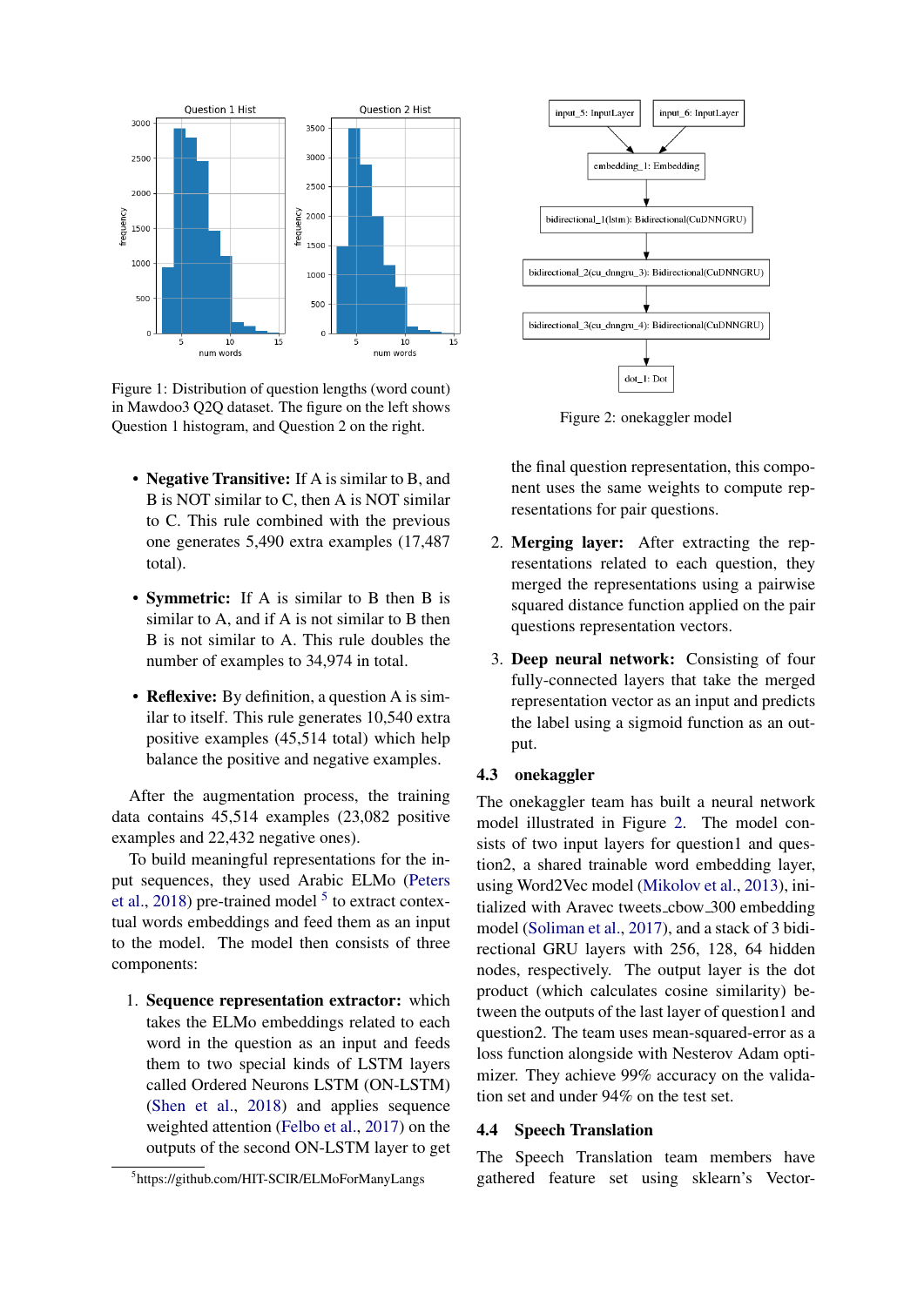Figure 1: Distribution of question lengths (word count) in Mawdoo3 Q2Q dataset. The figure on the left shows Question 1 histogram, and Question 2 on the right.

- **Negative Transitive:** If A is similar to B, and B is NOT similar to C, then A is NOT similar to C. This rule combined with the previous one generates 5,490 extra examples (17,487 total).
- **Symmetric:** If A is similar to B then B is similar to A, and if A is not similar to B then B is not similar to A. This rule doubles the number of examples to 34,974 in total.
- **Reflexive:** By definition, a question A is similar to itself. This rule generates 10,540 extra positive examples (45,514 total) which help balance the positive and negative examples.

After the augmentation process, the training data contains 45,514 examples (23,082 positive examples and 22,432 negative ones).

To build meaningful representations for the input sequences, they used Arabic ELMo (Peters et al., 2018) pre-trained model [5] to extract contextual words embeddings and feed them as an input to the model. The model then consists of three components:

1. **Sequence representation extractor:** which takes the ELMo embeddings related to each word in the question as an input and feeds them to two special kinds of LSTM layers called Ordered Neurons LSTM (ON-LSTM) (Shen et al., 2018) and applies sequence weighted attention (Felbo et al., 2017) on the outputs of the second ON-LSTM layer to get the final question representation, this component uses the same weights to compute representations for pair questions.
2. **Merging layer:** After extracting the representations related to each question, they merged the representations using a pairwise squared distance function applied on the pair questions representation vectors.
3. **Deep neural network:** Consisting of four fully-connected layers that take the merged representation vector as an input and predicts the label using a sigmoid function as an output.

[5] https://github.com/HIT-SCIR/ELMoForManyLangs

Figure 2: onekaggler model

### 4.3 onekaggler

The onekaggler team has built a neural network model illustrated in Figure 2. The model consists of two input layers for question1 and question2, a shared trainable word embedding layer, using Word2Vec model (Mikolov et al., 2013), initialized with Aravec tweets_cbow_300 embedding model (Soliman et al., 2017), and a stack of 3 bidirectional GRU layers with 256, 128, 64 hidden nodes, respectively. The output layer is the dot product (which calculates cosine similarity) between the outputs of the last layer of question1 and question2. The team uses mean-squared-error as a loss function alongside with Nesterov Adam optimizer. They achieve 99% accuracy on the validation set and under 94% on the test set.

### 4.4 Speech Translation

The Speech Translation team members have gathered feature set using sklearn's Vector-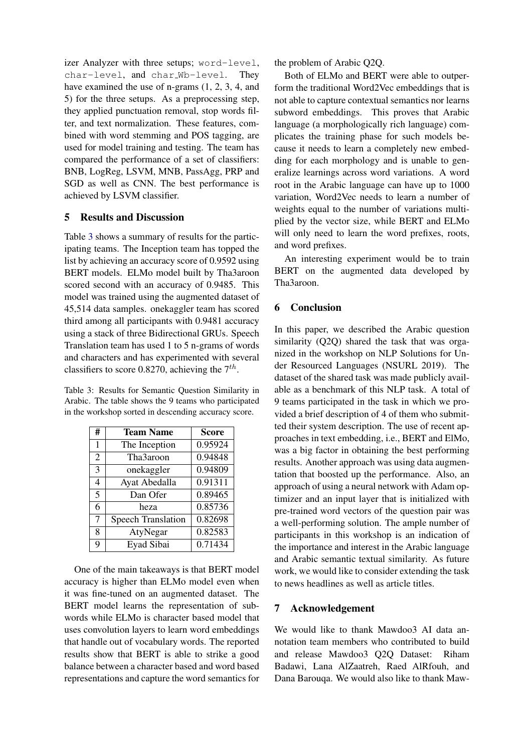izer Analyzer with three setups; `word-level`, `char-level`, and `char_Wb-level`. They have examined the use of n-grams (1, 2, 3, 4, and 5) for the three setups. As a preprocessing step, they applied punctuation removal, stop words filter, and text normalization. These features, combined with word stemming and POS tagging, are used for model training and testing. The team has compared the performance of a set of classifiers: BNB, LogReg, LSVM, MNB, PassAgg, PRP and SGD as well as CNN. The best performance is achieved by LSVM classifier.

## 5 Results and Discussion

Table 3 shows a summary of results for the participating teams. The Inception team has topped the list by achieving an accuracy score of 0.9592 using BERT models. ELMo model built by Tha3aroon scored second with an accuracy of 0.9485. This model was trained using the augmented dataset of 45,514 data samples. onekaggler team has scored third among all participants with 0.9481 accuracy using a stack of three Bidirectional GRUs. Speech Translation team has used 1 to 5 n-grams of words and characters and has experimented with several classifiers to score 0.8270, achieving the $7^{th}$.

Table 3: Results for Semantic Question Similarity in Arabic. The table shows the 9 teams who participated in the workshop sorted in descending accuracy score.

| # | Team Name | Score |
|---|---|---|
| 1 | The Inception | 0.95924 |
| 2 | Tha3aroon | 0.94848 |
| 3 | onekaggler | 0.94809 |
| 4 | Ayat Abedalla | 0.91311 |
| 5 | Dan Ofer | 0.89465 |
| 6 | heza | 0.85736 |
| 7 | Speech Translation | 0.82698 |
| 8 | AtyNegar | 0.82583 |
| 9 | Eyad Sibai | 0.71434 |

One of the main takeaways is that BERT model accuracy is higher than ELMo model even when it was fine-tuned on an augmented dataset. The BERT model learns the representation of subwords while ELMo is character based model that uses convolution layers to learn word embeddings that handle out of vocabulary words. The reported results show that BERT is able to strike a good balance between a character based and word based representations and capture the word semantics for the problem of Arabic Q2Q.

Both of ELMo and BERT were able to outperform the traditional Word2Vec embeddings that is not able to capture contextual semantics nor learns subword embeddings. This proves that Arabic language (a morphologically rich language) complicates the training phase for such models because it needs to learn a completely new embedding for each morphology and is unable to generalize learnings across word variations. A word root in the Arabic language can have up to 1000 variation, Word2Vec needs to learn a number of weights equal to the number of variations multiplied by the vector size, while BERT and ELMo will only need to learn the word prefixes, roots, and word prefixes.

An interesting experiment would be to train BERT on the augmented data developed by Tha3aroon.

## 6 Conclusion

In this paper, we described the Arabic question similarity (Q2Q) shared the task that was organized in the workshop on NLP Solutions for Under Resourced Languages (NSURL 2019). The dataset of the shared task was made publicly available as a benchmark of this NLP task. A total of 9 teams participated in the task in which we provided a brief description of 4 of them who submitted their system description. The use of recent approaches in text embedding, i.e., BERT and ElMo, was a big factor in obtaining the best performing results. Another approach was using data augmentation that boosted up the performance. Also, an approach of using a neural network with Adam optimizer and an input layer that is initialized with pre-trained word vectors of the question pair was a well-performing solution. The ample number of participants in this workshop is an indication of the importance and interest in the Arabic language and Arabic semantic textual similarity. As future work, we would like to consider extending the task to news headlines as well as article titles.

## 7 Acknowledgement

We would like to thank Mawdoo3 AI data annotation team members who contributed to build and release Mawdoo3 Q2Q Dataset: Riham Badawi, Lana AlZaatreh, Raed AlRfouh, and Dana Barouqa. We would also like to thank Maw-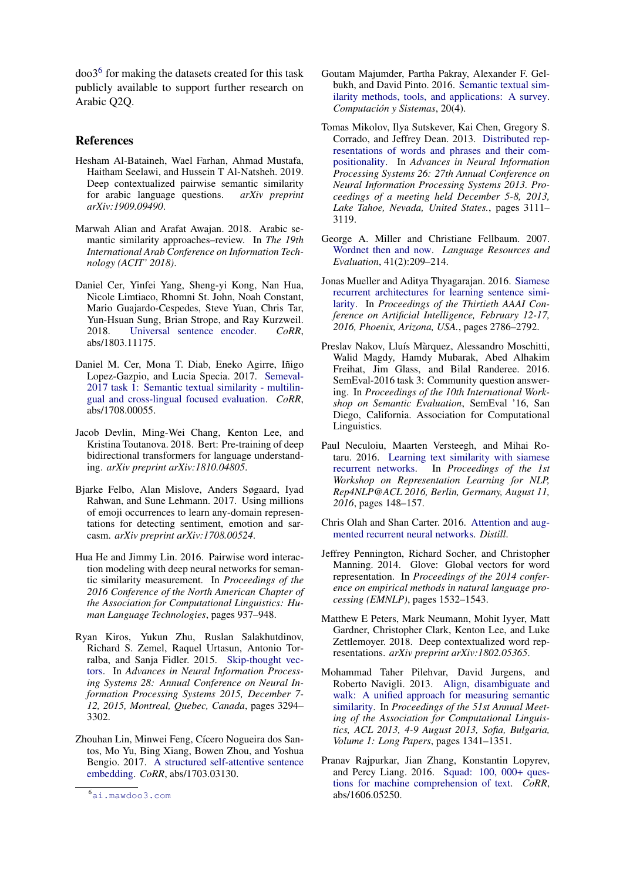doo3[6] for making the datasets created for this task publicly available to support further research on Arabic Q2Q.

## References

Hesham Al-Bataineh, Wael Farhan, Ahmad Mustafa, Haitham Seelawi, and Hussein T Al-Natsheh. 2019. Deep contextualized pairwise semantic similarity for arabic language questions. *arXiv preprint arXiv:1909.09490*.

Marwah Alian and Arafat Awajan. 2018. Arabic semantic similarity approaches–review. In *The 19th International Arab Conference on Information Technology (ACIT' 2018)*.

Daniel Cer, Yinfei Yang, Sheng-yi Kong, Nan Hua, Nicole Limtiaco, Rhomni St. John, Noah Constant, Mario Guajardo-Cespedes, Steve Yuan, Chris Tar, Yun-Hsuan Sung, Brian Strope, and Ray Kurzweil. 2018. Universal sentence encoder. *CoRR*, abs/1803.11175.

Daniel M. Cer, Mona T. Diab, Eneko Agirre, Iñigo Lopez-Gazpio, and Lucia Specia. 2017. Semeval-2017 task 1: Semantic textual similarity - multilingual and cross-lingual focused evaluation. *CoRR*, abs/1708.00055.

Jacob Devlin, Ming-Wei Chang, Kenton Lee, and Kristina Toutanova. 2018. Bert: Pre-training of deep bidirectional transformers for language understanding. *arXiv preprint arXiv:1810.04805*.

Bjarke Felbo, Alan Mislove, Anders Søgaard, Iyad Rahwan, and Sune Lehmann. 2017. Using millions of emoji occurrences to learn any-domain representations for detecting sentiment, emotion and sarcasm. *arXiv preprint arXiv:1708.00524*.

Hua He and Jimmy Lin. 2016. Pairwise word interaction modeling with deep neural networks for semantic similarity measurement. In *Proceedings of the 2016 Conference of the North American Chapter of the Association for Computational Linguistics: Human Language Technologies*, pages 937–948.

Ryan Kiros, Yukun Zhu, Ruslan Salakhutdinov, Richard S. Zemel, Raquel Urtasun, Antonio Torralba, and Sanja Fidler. 2015. Skip-thought vectors. In *Advances in Neural Information Processing Systems 28: Annual Conference on Neural Information Processing Systems 2015, December 7-12, 2015, Montreal, Quebec, Canada*, pages 3294–3302.

Zhouhan Lin, Minwei Feng, Cícero Nogueira dos Santos, Mo Yu, Bing Xiang, Bowen Zhou, and Yoshua Bengio. 2017. A structured self-attentive sentence embedding. *CoRR*, abs/1703.03130.

Goutam Majumder, Partha Pakray, Alexander F. Gelbukh, and David Pinto. 2016. Semantic textual similarity methods, tools, and applications: A survey. *Computación y Sistemas*, 20(4).

Tomas Mikolov, Ilya Sutskever, Kai Chen, Gregory S. Corrado, and Jeffrey Dean. 2013. Distributed representations of words and phrases and their compositionality. In *Advances in Neural Information Processing Systems 26: 27th Annual Conference on Neural Information Processing Systems 2013. Proceedings of a meeting held December 5-8, 2013, Lake Tahoe, Nevada, United States.*, pages 3111–3119.

George A. Miller and Christiane Fellbaum. 2007. Wordnet then and now. *Language Resources and Evaluation*, 41(2):209–214.

Jonas Mueller and Aditya Thyagarajan. 2016. Siamese recurrent architectures for learning sentence similarity. In *Proceedings of the Thirtieth AAAI Conference on Artificial Intelligence, February 12-17, 2016, Phoenix, Arizona, USA.*, pages 2786–2792.

Preslav Nakov, Lluís Màrquez, Alessandro Moschitti, Walid Magdy, Hamdy Mubarak, Abed Alhakim Freihat, Jim Glass, and Bilal Randeree. 2016. SemEval-2016 task 3: Community question answering. In *Proceedings of the 10th International Workshop on Semantic Evaluation*, SemEval '16, San Diego, California. Association for Computational Linguistics.

Paul Neculoiu, Maarten Versteegh, and Mihai Rotaru. 2016. Learning text similarity with siamese recurrent networks. In *Proceedings of the 1st Workshop on Representation Learning for NLP, Rep4NLP@ACL 2016, Berlin, Germany, August 11, 2016*, pages 148–157.

Chris Olah and Shan Carter. 2016. Attention and augmented recurrent neural networks. *Distill*.

Jeffrey Pennington, Richard Socher, and Christopher Manning. 2014. Glove: Global vectors for word representation. In *Proceedings of the 2014 conference on empirical methods in natural language processing (EMNLP)*, pages 1532–1543.

Matthew E Peters, Mark Neumann, Mohit Iyyer, Matt Gardner, Christopher Clark, Kenton Lee, and Luke Zettlemoyer. 2018. Deep contextualized word representations. *arXiv preprint arXiv:1802.05365*.

Mohammad Taher Pilehvar, David Jurgens, and Roberto Navigli. 2013. Align, disambiguate and walk: A unified approach for measuring semantic similarity. In *Proceedings of the 51st Annual Meeting of the Association for Computational Linguistics, ACL 2013, 4-9 August 2013, Sofia, Bulgaria, Volume 1: Long Papers*, pages 1341–1351.

Pranav Rajpurkar, Jian Zhang, Konstantin Lopyrev, and Percy Liang. 2016. Squad: 100, 000+ questions for machine comprehension of text. *CoRR*, abs/1606.05250.

[6] ai.mawdoo3.com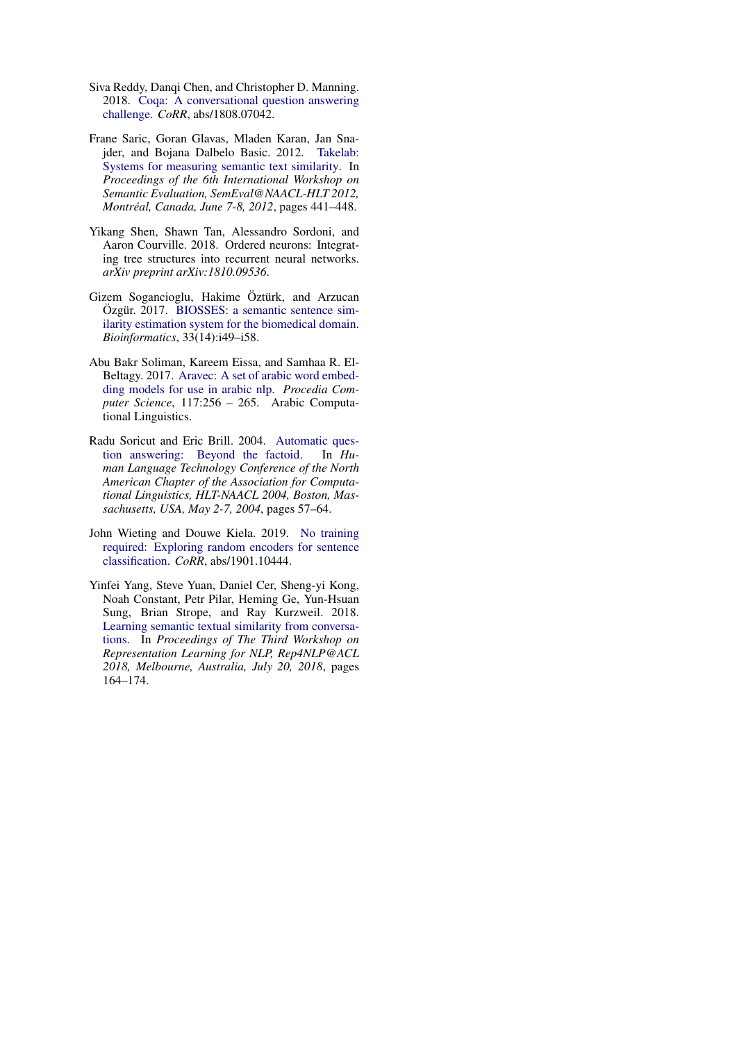Siva Reddy, Danqi Chen, and Christopher D. Manning. 2018. Coqa: A conversational question answering challenge. *CoRR*, abs/1808.07042.

Frane Saric, Goran Glavas, Mladen Karan, Jan Snajder, and Bojana Dalbelo Basic. 2012. Takelab: Systems for measuring semantic text similarity. In *Proceedings of the 6th International Workshop on Semantic Evaluation, SemEval@NAACL-HLT 2012, Montréal, Canada, June 7-8, 2012*, pages 441–448.

Yikang Shen, Shawn Tan, Alessandro Sordoni, and Aaron Courville. 2018. Ordered neurons: Integrating tree structures into recurrent neural networks. *arXiv preprint arXiv:1810.09536*.

Gizem Sogancioglu, Hakime Öztürk, and Arzucan Özgür. 2017. BIOSSES: a semantic sentence similarity estimation system for the biomedical domain. *Bioinformatics*, 33(14):i49–i58.

Abu Bakr Soliman, Kareem Eissa, and Samhaa R. El-Beltagy. 2017. Aravec: A set of arabic word embedding models for use in arabic nlp. *Procedia Computer Science*, 117:256 – 265. Arabic Computational Linguistics.

Radu Soricut and Eric Brill. 2004. Automatic question answering: Beyond the factoid. In *Human Language Technology Conference of the North American Chapter of the Association for Computational Linguistics, HLT-NAACL 2004, Boston, Massachusetts, USA, May 2-7, 2004*, pages 57–64.

John Wieting and Douwe Kiela. 2019. No training required: Exploring random encoders for sentence classification. *CoRR*, abs/1901.10444.

Yinfei Yang, Steve Yuan, Daniel Cer, Sheng-yi Kong, Noah Constant, Petr Pilar, Heming Ge, Yun-Hsuan Sung, Brian Strope, and Ray Kurzweil. 2018. Learning semantic textual similarity from conversations. In *Proceedings of The Third Workshop on Representation Learning for NLP, Rep4NLP@ACL 2018, Melbourne, Australia, July 20, 2018*, pages 164–174.